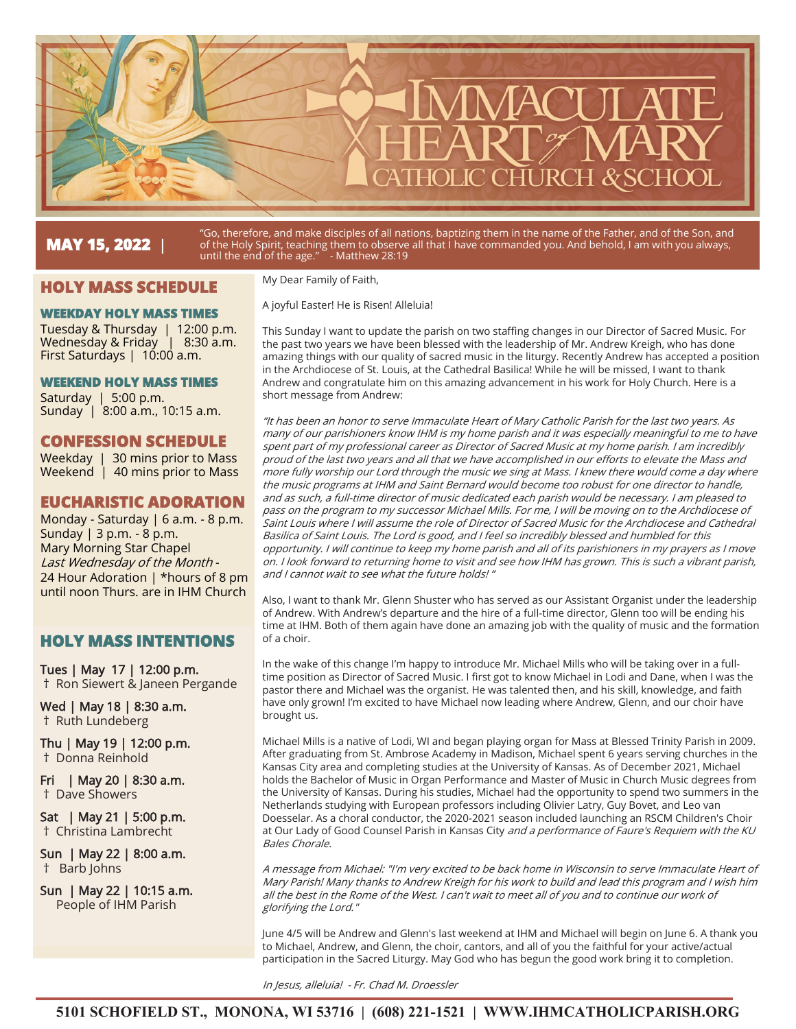# Immaculate Heart of Mary Catholic Church & School

**MAY 15, 2022** | "Go, therefore, and make disciples of all nations, baptizing them in the name of the Father, and of the Son, and of the Holy Spirit, teaching them to observe all that I have commanded you. And behold, I am with you always, until the end of the age." - Matthew 28:19

## HOLY MASS SCHEDULE

### WEEKDAY HOLY MASS TIMES

Tuesday & Thursday | 12:00 p.m.
Wednesday & Friday | 8:30 a.m.
First Saturdays | 10:00 a.m.

### WEEKEND HOLY MASS TIMES

Saturday | 5:00 p.m.
Sunday | 8:00 a.m., 10:15 a.m.

## CONFESSION SCHEDULE

Weekday | 30 mins prior to Mass
Weekend | 40 mins prior to Mass

## EUCHARISTIC ADORATION

Monday - Saturday | 6 a.m. - 8 p.m.
Sunday | 3 p.m. - 8 p.m.
Mary Morning Star Chapel
*Last Wednesday of the Month* - 24 Hour Adoration | *hours of 8 pm until noon Thurs. are in IHM Church

## HOLY MASS INTENTIONS

**Tues | May 17 | 12:00 p.m.**
† Ron Siewert & Janeen Pergande

**Wed | May 18 | 8:30 a.m.**
† Ruth Lundeberg

**Thu | May 19 | 12:00 p.m.**
† Donna Reinhold

**Fri | May 20 | 8:30 a.m.**
† Dave Showers

**Sat | May 21 | 5:00 p.m.**
† Christina Lambrecht

**Sun | May 22 | 8:00 a.m.**
† Barb Johns

**Sun | May 22 | 10:15 a.m.**
People of IHM Parish

---

My Dear Family of Faith,

A joyful Easter! He is Risen! Alleluia!

This Sunday I want to update the parish on two staffing changes in our Director of Sacred Music. For the past two years we have been blessed with the leadership of Mr. Andrew Kreigh, who has done amazing things with our quality of sacred music in the liturgy. Recently Andrew has accepted a position in the Archdiocese of St. Louis, at the Cathedral Basilica! While he will be missed, I want to thank Andrew and congratulate him on this amazing advancement in his work for Holy Church. Here is a short message from Andrew:

*"It has been an honor to serve Immaculate Heart of Mary Catholic Parish for the last two years. As many of our parishioners know IHM is my home parish and it was especially meaningful to me to have spent part of my professional career as Director of Sacred Music at my home parish. I am incredibly proud of the last two years and all that we have accomplished in our efforts to elevate the Mass and more fully worship our Lord through the music we sing at Mass. I knew there would come a day where the music programs at IHM and Saint Bernard would become too robust for one director to handle, and as such, a full-time director of music dedicated each parish would be necessary. I am pleased to pass on the program to my successor Michael Mills. For me, I will be moving on to the Archdiocese of Saint Louis where I will assume the role of Director of Sacred Music for the Archdiocese and Cathedral Basilica of Saint Louis. The Lord is good, and I feel so incredibly blessed and humbled for this opportunity. I will continue to keep my home parish and all of its parishioners in my prayers as I move on. I look forward to returning home to visit and see how IHM has grown. This is such a vibrant parish, and I cannot wait to see what the future holds!"*

Also, I want to thank Mr. Glenn Shuster who has served as our Assistant Organist under the leadership of Andrew. With Andrew's departure and the hire of a full-time director, Glenn too will be ending his time at IHM. Both of them again have done an amazing job with the quality of music and the formation of a choir.

In the wake of this change I'm happy to introduce Mr. Michael Mills who will be taking over in a full-time position as Director of Sacred Music. I first got to know Michael in Lodi and Dane, when I was the pastor there and Michael was the organist. He was talented then, and his skill, knowledge, and faith have only grown! I'm excited to have Michael now leading where Andrew, Glenn, and our choir have brought us.

Michael Mills is a native of Lodi, WI and began playing organ for Mass at Blessed Trinity Parish in 2009. After graduating from St. Ambrose Academy in Madison, Michael spent 6 years serving churches in the Kansas City area and completing studies at the University of Kansas. As of December 2021, Michael holds the Bachelor of Music in Organ Performance and Master of Music in Church Music degrees from the University of Kansas. During his studies, Michael had the opportunity to spend two summers in the Netherlands studying with European professors including Olivier Latry, Guy Bovet, and Leo van Doesselar. As a choral conductor, the 2020-2021 season included launching an RSCM Children's Choir at Our Lady of Good Counsel Parish in Kansas City *and a performance of Faure's Requiem with the KU Bales Chorale.*

*A message from Michael: "I'm very excited to be back home in Wisconsin to serve Immaculate Heart of Mary Parish! Many thanks to Andrew Kreigh for his work to build and lead this program and I wish him all the best in the Rome of the West. I can't wait to meet all of you and to continue our work of glorifying the Lord."*

June 4/5 will be Andrew and Glenn's last weekend at IHM and Michael will begin on June 6. A thank you to Michael, Andrew, and Glenn, the choir, cantors, and all of you the faithful for your active/actual participation in the Sacred Liturgy. May God who has begun the good work bring it to completion.

*In Jesus, alleluia! - Fr. Chad M. Droessler*

**5101 SCHOFIELD ST., MONONA, WI 53716 | (608) 221-1521 | WWW.IHMCATHOLICPARISH.ORG**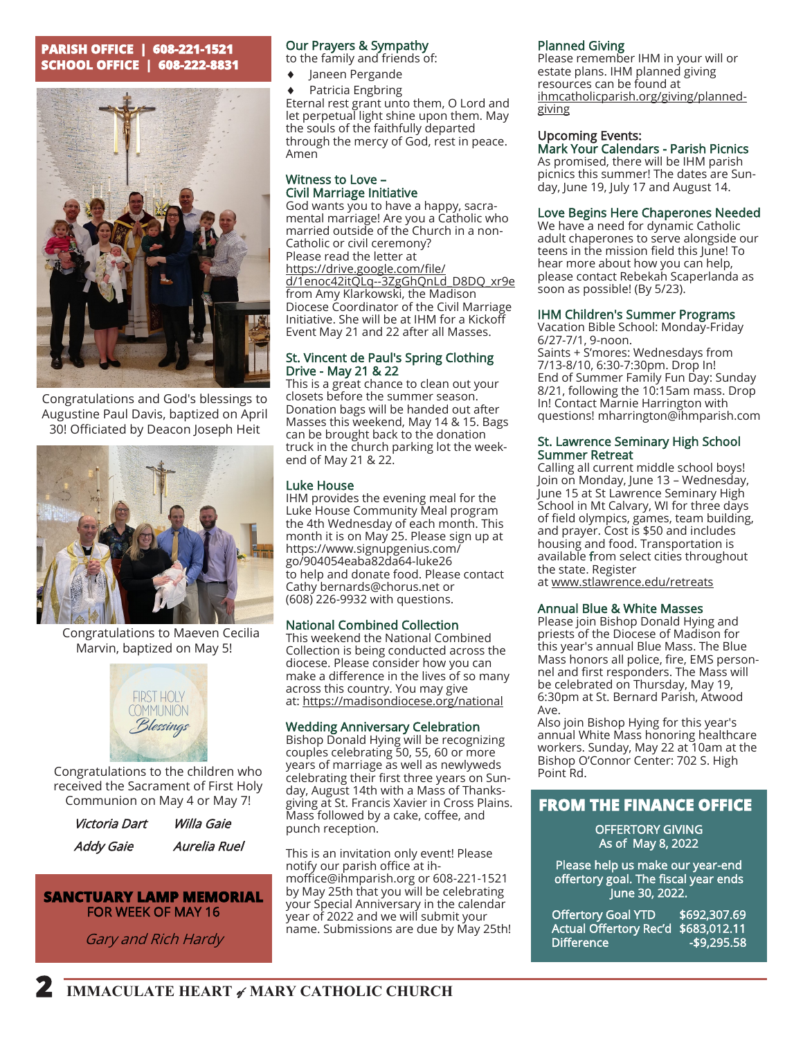**PARISH OFFICE | 608-221-1521**
**SCHOOL OFFICE | 608-222-8831**

Congratulations and God's blessings to Augustine Paul Davis, baptized on April 30! Officiated by Deacon Joseph Heit

Congratulations to Maeven Cecilia Marvin, baptized on May 5!

FIRST HOLY COMMUNION *Blessings*

Congratulations to the children who received the Sacrament of First Holy Communion on May 4 or May 7!

*Victoria Dart* *Willa Gaie*
*Addy Gaie* *Aurelia Ruel*

## SANCTUARY LAMP MEMORIAL
FOR WEEK OF MAY 16

*Gary and Rich Hardy*

### Our Prayers & Sympathy
to the family and friends of:

- Janeen Pergande
- Patricia Engbring

Eternal rest grant unto them, O Lord and let perpetual light shine upon them. May the souls of the faithfully departed through the mercy of God, rest in peace. Amen

### Witness to Love – Civil Marriage Initiative
God wants you to have a happy, sacramental marriage! Are you a Catholic who married outside of the Church in a non-Catholic or civil ceremony?
Please read the letter at https://drive.google.com/file/d/1enoc42itQLq--3ZgGhQnLd_D8DQ_xr9e from Amy Klarkowski, the Madison Diocese Coordinator of the Civil Marriage Initiative. She will be at IHM for a Kickoff Event May 21 and 22 after all Masses.

### St. Vincent de Paul's Spring Clothing Drive - May 21 & 22
This is a great chance to clean out your closets before the summer season. Donation bags will be handed out after Masses this weekend, May 14 & 15. Bags can be brought back to the donation truck in the church parking lot the weekend of May 21 & 22.

### Luke House
IHM provides the evening meal for the Luke House Community Meal program the 4th Wednesday of each month. This month it is on May 25. Please sign up at https://www.signupgenius.com/go/904054eaba82da64-luke26 to help and donate food. Please contact Cathy bernards@chorus.net or (608) 226-9932 with questions.

### National Combined Collection
This weekend the National Combined Collection is being conducted across the diocese. Please consider how you can make a difference in the lives of so many across this country. You may give at: https://madisondiocese.org/national

### Wedding Anniversary Celebration
Bishop Donald Hying will be recognizing couples celebrating 50, 55, 60 or more years of marriage as well as newlyweds celebrating their first three years on Sunday, August 14th with a Mass of Thanksgiving at St. Francis Xavier in Cross Plains. Mass followed by a cake, coffee, and punch reception.

This is an invitation only event! Please notify our parish office at ihmoffice@ihmparish.org or 608-221-1521 by May 25th that you will be celebrating your Special Anniversary in the calendar year of 2022 and we will submit your name. Submissions are due by May 25th!

### Planned Giving
Please remember IHM in your will or estate plans. IHM planned giving resources can be found at ihmcatholicparish.org/giving/planned-giving

### Upcoming Events:
### Mark Your Calendars - Parish Picnics
As promised, there will be IHM parish picnics this summer! The dates are Sunday, June 19, July 17 and August 14.

### Love Begins Here Chaperones Needed
We have a need for dynamic Catholic adult chaperones to serve alongside our teens in the mission field this June! To hear more about how you can help, please contact Rebekah Scaperlanda as soon as possible! (By 5/23).

### IHM Children's Summer Programs
Vacation Bible School: Monday-Friday 6/27-7/1, 9-noon.
Saints + S'mores: Wednesdays from 7/13-8/10, 6:30-7:30pm. Drop In!
End of Summer Family Fun Day: Sunday 8/21, following the 10:15am mass. Drop In! Contact Marnie Harrington with questions! mharrington@ihmparish.com

### St. Lawrence Seminary High School Summer Retreat
Calling all current middle school boys! Join on Monday, June 13 – Wednesday, June 15 at St Lawrence Seminary High School in Mt Calvary, WI for three days of field olympics, games, team building, and prayer. Cost is $50 and includes housing and food. Transportation is available from select cities throughout the state. Register at www.stlawrence.edu/retreats

### Annual Blue & White Masses
Please join Bishop Donald Hying and priests of the Diocese of Madison for this year's annual Blue Mass. The Blue Mass honors all police, fire, EMS personnel and first responders. The Mass will be celebrated on Thursday, May 19, 6:30pm at St. Bernard Parish, Atwood Ave.
Also join Bishop Hying for this year's annual White Mass honoring healthcare workers. Sunday, May 22 at 10am at the Bishop O'Connor Center: 702 S. High Point Rd.

## FROM THE FINANCE OFFICE

OFFERTORY GIVING
As of May 8, 2022

Please help us make our year-end offertory goal. The fiscal year ends June 30, 2022.

| | |
|---|---|
| Offertory Goal YTD | $692,307.69 |
| Actual Offertory Rec'd | $683,012.11 |
| Difference | -$9,295.58 |